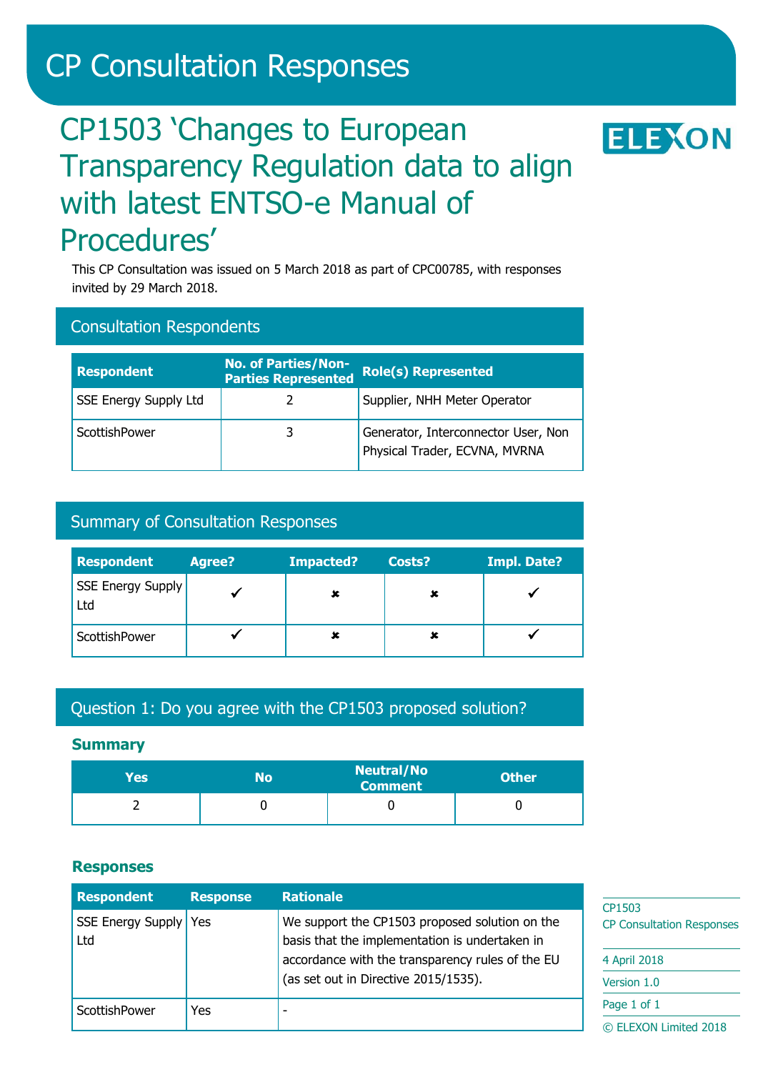# CP Consultation Responses

## CP1503 'Changes to European Transparency Regulation data to align with latest ENTSO-e Manual of Procedures'

This CP Consultation was issued on 5 March 2018 as part of CPC00785, with responses invited by 29 March 2018.

### Consultation Respondents

| Respondent | No. of Parties/Non-Parties Represented | Role(s) Represented |
|---|---|---|
| SSE Energy Supply Ltd | 2 | Supplier, NHH Meter Operator |
| ScottishPower | 3 | Generator, Interconnector User, Non Physical Trader, ECVNA, MVRNA |

### Summary of Consultation Responses

| Respondent | Agree? | Impacted? | Costs? | Impl. Date? |
|---|---|---|---|---|
| SSE Energy Supply Ltd | ✔ | ✘ | ✘ | ✔ |
| ScottishPower | ✔ | ✘ | ✘ | ✔ |

### Question 1: Do you agree with the CP1503 proposed solution?

#### Summary

| Yes | No | Neutral/No Comment | Other |
|---|---|---|---|
| 2 | 0 | 0 | 0 |

#### Responses

| Respondent | Response | Rationale |
|---|---|---|
| SSE Energy Supply Ltd | Yes | We support the CP1503 proposed solution on the basis that the implementation is undertaken in accordance with the transparency rules of the EU (as set out in Directive 2015/1535). |
| ScottishPower | Yes | - |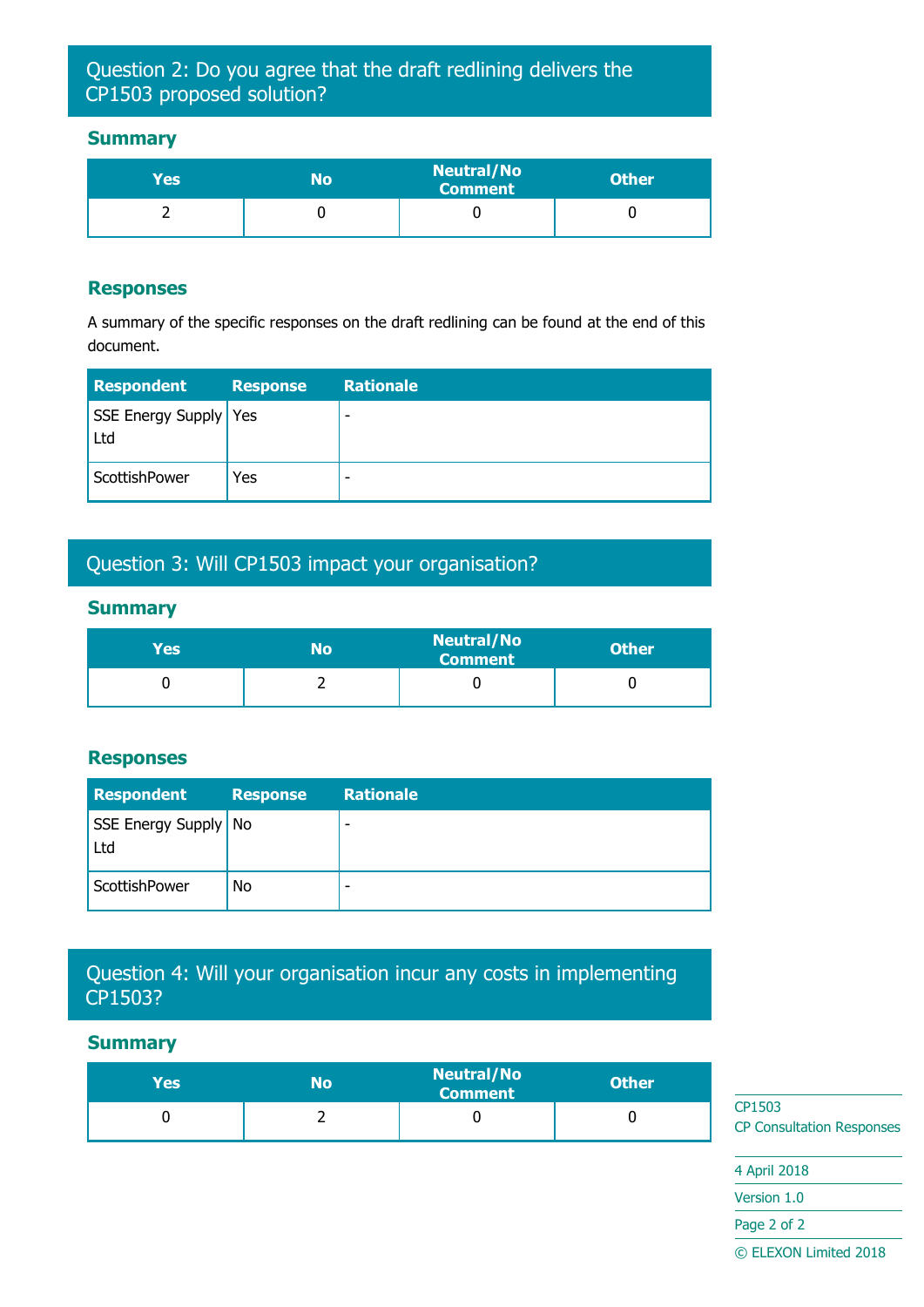## Question 2: Do you agree that the draft redlining delivers the CP1503 proposed solution?

### Summary

| Yes | No | Neutral/No Comment | Other |
|---|---|---|---|
| 2 | 0 | 0 | 0 |

### Responses

A summary of the specific responses on the draft redlining can be found at the end of this document.

| Respondent | Response | Rationale |
|---|---|---|
| SSE Energy Supply Ltd | Yes | - |
| ScottishPower | Yes | - |

## Question 3: Will CP1503 impact your organisation?

### Summary

| Yes | No | Neutral/No Comment | Other |
|---|---|---|---|
| 0 | 2 | 0 | 0 |

### Responses

| Respondent | Response | Rationale |
|---|---|---|
| SSE Energy Supply Ltd | No | - |
| ScottishPower | No | - |

## Question 4: Will your organisation incur any costs in implementing CP1503?

### Summary

| Yes | No | Neutral/No Comment | Other |
|---|---|---|---|
| 0 | 2 | 0 | 0 |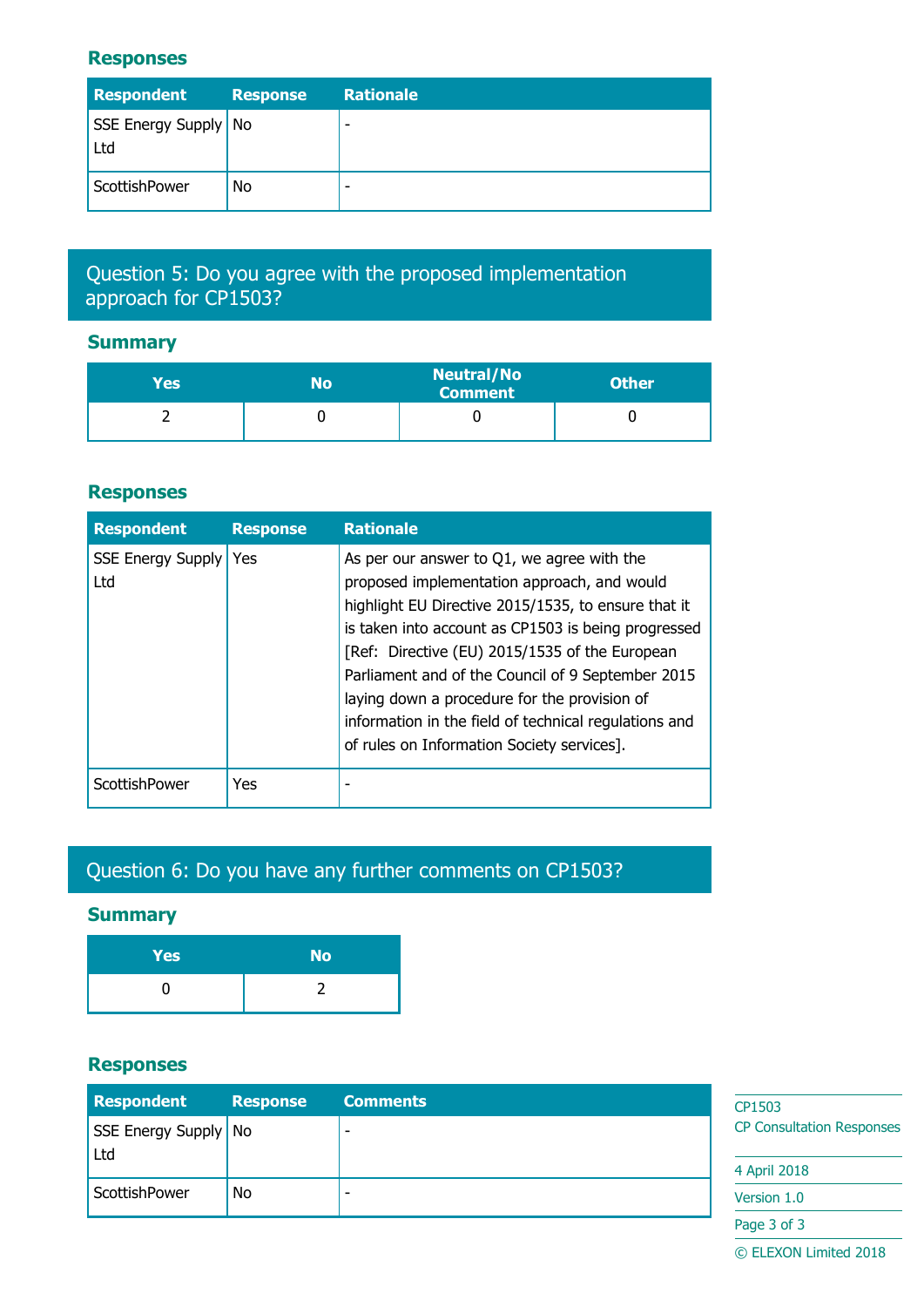### Responses

| Respondent | Response | Rationale |
|---|---|---|
| SSE Energy Supply Ltd | No | - |
| ScottishPower | No | - |

## Question 5: Do you agree with the proposed implementation approach for CP1503?

### Summary

| Yes | No | Neutral/No Comment | Other |
|---|---|---|---|
| 2 | 0 | 0 | 0 |

### Responses

| Respondent | Response | Rationale |
|---|---|---|
| SSE Energy Supply Ltd | Yes | As per our answer to Q1, we agree with the proposed implementation approach, and would highlight EU Directive 2015/1535, to ensure that it is taken into account as CP1503 is being progressed [Ref: Directive (EU) 2015/1535 of the European Parliament and of the Council of 9 September 2015 laying down a procedure for the provision of information in the field of technical regulations and of rules on Information Society services]. |
| ScottishPower | Yes | - |

## Question 6: Do you have any further comments on CP1503?

### Summary

| Yes | No |
|---|---|
| 0 | 2 |

### Responses

| Respondent | Response | Comments |
|---|---|---|
| SSE Energy Supply Ltd | No | - |
| ScottishPower | No | - |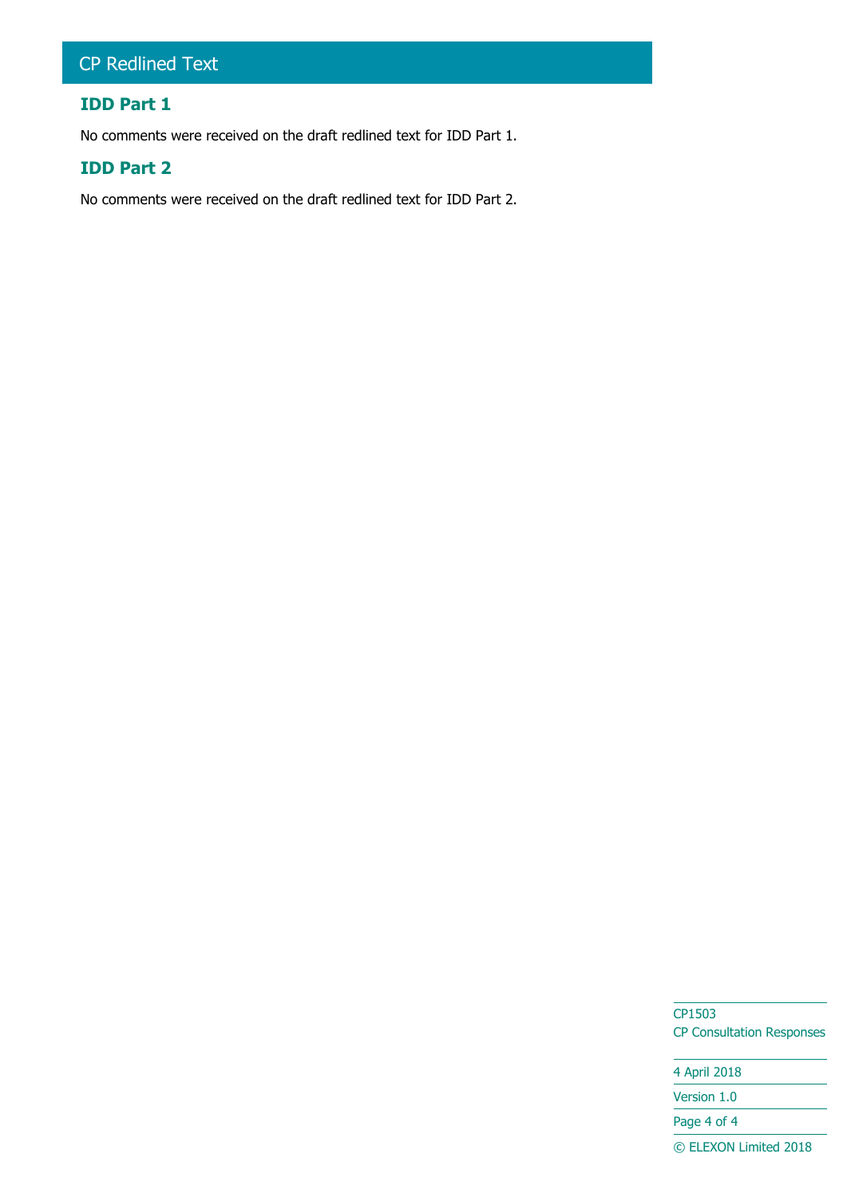# CP Redlined Text

## IDD Part 1

No comments were received on the draft redlined text for IDD Part 1.

## IDD Part 2

No comments were received on the draft redlined text for IDD Part 2.